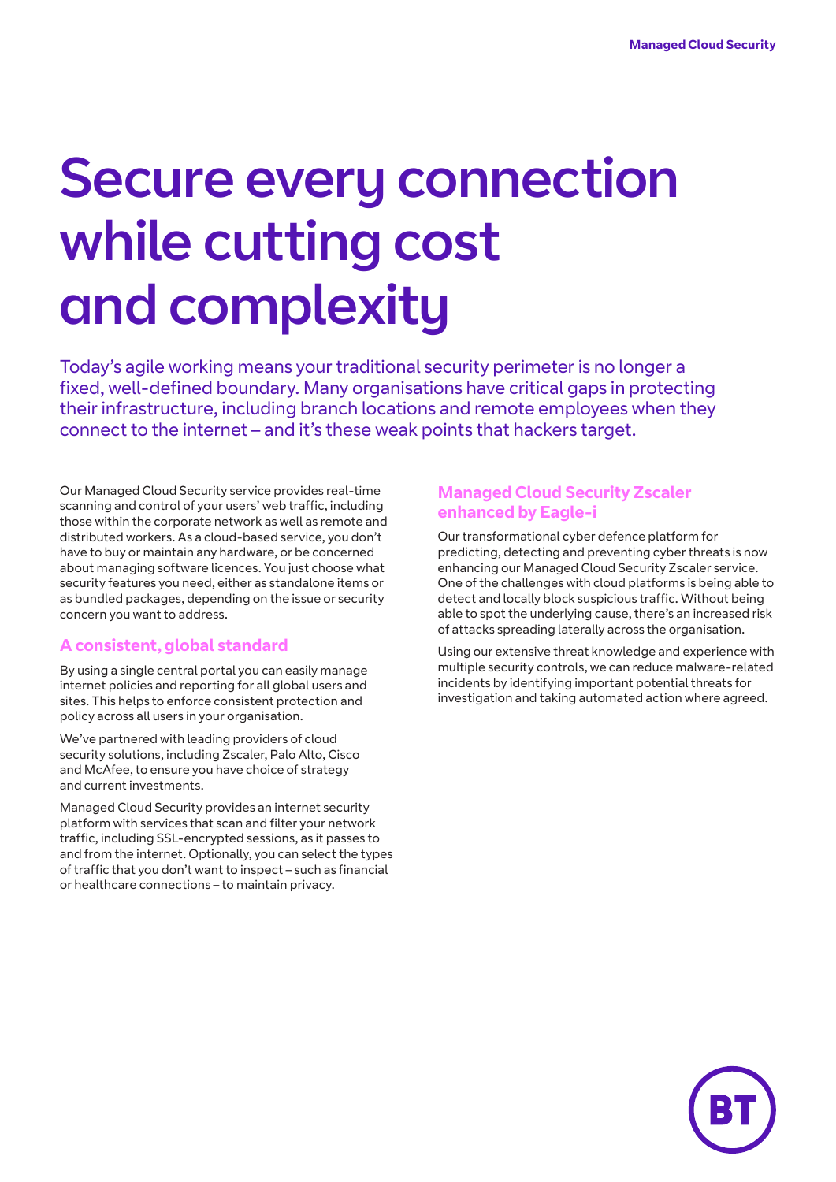# Secure every connection while cutting cost and complexity

Today's agile working means your traditional security perimeter is no longer a fixed, well-defined boundary. Many organisations have critical gaps in protecting their infrastructure, including branch locations and remote employees when they connect to the internet – and it's these weak points that hackers target.

Our Managed Cloud Security service provides real-time scanning and control of your users' web traffic, including those within the corporate network as well as remote and distributed workers. As a cloud-based service, you don't have to buy or maintain any hardware, or be concerned about managing software licences. You just choose what security features you need, either as standalone items or as bundled packages, depending on the issue or security concern you want to address.

## A consistent, global standard

By using a single central portal you can easily manage internet policies and reporting for all global users and sites. This helps to enforce consistent protection and policy across all users in your organisation.

We've partnered with leading providers of cloud security solutions, including Zscaler, Palo Alto, Cisco and McAfee, to ensure you have choice of strategy and current investments.

Managed Cloud Security provides an internet security platform with services that scan and filter your network traffic, including SSL-encrypted sessions, as it passes to and from the internet. Optionally, you can select the types of traffic that you don't want to inspect – such as financial or healthcare connections – to maintain privacy.

## Managed Cloud Security Zscaler enhanced by Eagle-i

Our transformational cyber defence platform for predicting, detecting and preventing cyber threats is now enhancing our Managed Cloud Security Zscaler service. One of the challenges with cloud platforms is being able to detect and locally block suspicious traffic. Without being able to spot the underlying cause, there's an increased risk of attacks spreading laterally across the organisation.

Using our extensive threat knowledge and experience with multiple security controls, we can reduce malware-related incidents by identifying important potential threats for investigation and taking automated action where agreed.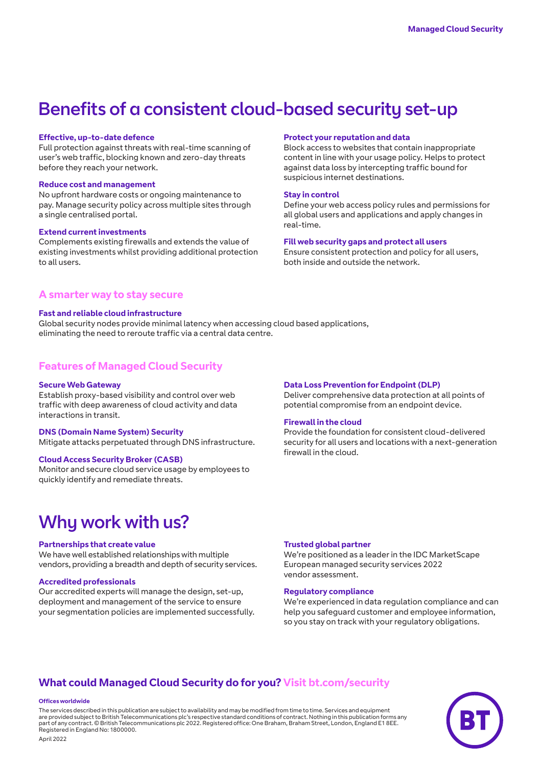# Benefits of a consistent cloud-based security set-up

### Effective, up-to-date defence

Full protection against threats with real-time scanning of user's web traffic, blocking known and zero-day threats before they reach your network.

### Reduce cost and management

No upfront hardware costs or ongoing maintenance to pay. Manage security policy across multiple sites through a single centralised portal.

### Extend current investments

Complements existing firewalls and extends the value of existing investments whilst providing additional protection to all users.

### Protect your reputation and data

Block access to websites that contain inappropriate content in line with your usage policy. Helps to protect against data loss by intercepting traffic bound for suspicious internet destinations.

### Stay in control

Define your web access policy rules and permissions for all global users and applications and apply changes in real-time.

### Fill web security gaps and protect all users

Ensure consistent protection and policy for all users, both inside and outside the network.

## A smarter way to stay secure

### Fast and reliable cloud infrastructure

Global security nodes provide minimal latency when accessing cloud based applications, eliminating the need to reroute traffic via a central data centre.

## Features of Managed Cloud Security

### Secure Web Gateway

Establish proxy-based visibility and control over web traffic with deep awareness of cloud activity and data interactions in transit.

### DNS (Domain Name System) Security

Mitigate attacks perpetuated through DNS infrastructure.

### Cloud Access Security Broker (CASB)

Monitor and secure cloud service usage by employees to quickly identify and remediate threats.

### Data Loss Prevention for Endpoint (DLP)

Deliver comprehensive data protection at all points of potential compromise from an endpoint device.

### Firewall in the cloud

Provide the foundation for consistent cloud-delivered security for all users and locations with a next-generation firewall in the cloud.

# Why work with us?

### Partnerships that create value

We have well established relationships with multiple vendors, providing a breadth and depth of security services.

### Accredited professionals

Our accredited experts will manage the design, set-up, deployment and management of the service to ensure your segmentation policies are implemented successfully.

### Trusted global partner

We're positioned as a leader in the IDC MarketScape European managed security services 2022 vendor assessment.

### Regulatory compliance

We're experienced in data regulation compliance and can help you safeguard customer and employee information, so you stay on track with your regulatory obligations.

## What could Managed Cloud Security do for you? Visit bt.com/security

**Offices worldwide**

The services described in this publication are subject to availability and may be modified from time to time. Services and equipment are provided subject to British Telecommunications plc's respective standard conditions of contract. Nothing in this publication forms any part of any contract. © British Telecommunications plc 2022. Registered office: One Braham, Braham Street, London, England E1 8EE. Registered in England No: 1800000.

April 2022

BT